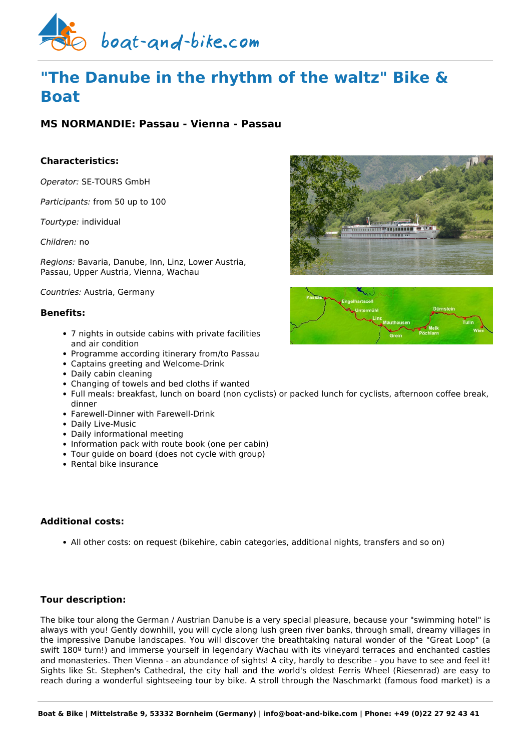# "The Danube in the rhythm of the waltz" Bike & Boat

### MS NORMANDIE: Passau - Vienna - Passau

#### Characteristics:

*Operator:* SE-TOURS GmbH

*Participants:* from 50 up to 100

*Tourtype:* individual

*Children:* no

*Regions:* Bavaria, Danube, Inn, Linz, Lower Austria, Passau, Upper Austria, Vienna, Wachau

*Countries:* Austria, Germany

#### Benefits:

- 7 nights in outside cabins with private facilities and air condition
- Programme according itinerary from/to Passau
- Captains greeting and Welcome-Drink
- Daily cabin cleaning
- Changing of towels and bed cloths if wanted
- Full meals: breakfast, lunch on board (non cyclists) or packed lunch for cyclists, afternoon coffee break, dinner
- Farewell-Dinner with Farewell-Drink
- Daily Live-Music
- Daily informational meeting
- Information pack with route book (one per cabin)
- Tour guide on board (does not cycle with group)
- Rental bike insurance

#### Additional costs:

- All other costs: on request (bikehire, cabin categories, additional nights, transfers and so on)

#### Tour description:

The bike tour along the German / Austrian Danube is a very special pleasure, because your "swimming hotel" is always with you! Gently downhill, you will cycle along lush green river banks, through small, dreamy villages in the impressive Danube landscapes. You will discover the breathtaking natural wonder of the "Great Loop" (a swift 180º turn!) and immerse yourself in legendary Wachau with its vineyard terraces and enchanted castles and monasteries. Then Vienna - an abundance of sights! A city, hardly to describe - you have to see and feel it! Sights like St. Stephen's Cathedral, the city hall and the world's oldest Ferris Wheel (Riesenrad) are easy to reach during a wonderful sightseeing tour by bike. A stroll through the Naschmarkt (famous food market) is a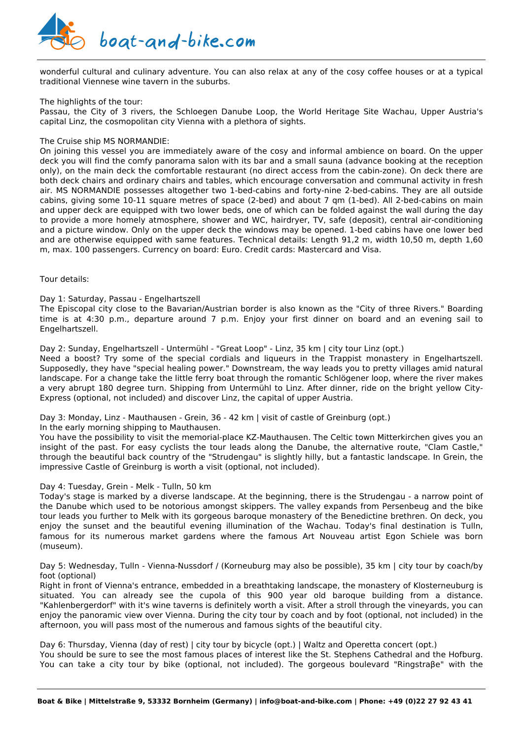wonderful cultural and culinary adventure. You can also relax at any of the cosy coffee houses or at a typical traditional Viennese wine tavern in the suburbs.

The highlights of the tour:
Passau, the City of 3 rivers, the Schloegen Danube Loop, the World Heritage Site Wachau, Upper Austria's capital Linz, the cosmopolitan city Vienna with a plethora of sights.

The Cruise ship MS NORMANDIE:
On joining this vessel you are immediately aware of the cosy and informal ambience on board. On the upper deck you will find the comfy panorama salon with its bar and a small sauna (advance booking at the reception only), on the main deck the comfortable restaurant (no direct access from the cabin-zone). On deck there are both deck chairs and ordinary chairs and tables, which encourage conversation and communal activity in fresh air. MS NORMANDIE possesses altogether two 1-bed-cabins and forty-nine 2-bed-cabins. They are all outside cabins, giving some 10-11 square metres of space (2-bed) and about 7 qm (1-bed). All 2-bed-cabins on main and upper deck are equipped with two lower beds, one of which can be folded against the wall during the day to provide a more homely atmosphere, shower and WC, hairdryer, TV, safe (deposit), central air-conditioning and a picture window. Only on the upper deck the windows may be opened. 1-bed cabins have one lower bed and are otherwise equipped with same features. Technical details: Length 91,2 m, width 10,50 m, depth 1,60 m, max. 100 passengers. Currency on board: Euro. Credit cards: Mastercard and Visa.

Tour details:

Day 1: Saturday, Passau - Engelhartszell
The Episcopal city close to the Bavarian/Austrian border is also known as the "City of three Rivers." Boarding time is at 4:30 p.m., departure around 7 p.m. Enjoy your first dinner on board and an evening sail to Engelhartszell.

Day 2: Sunday, Engelhartszell - Untermühl - "Great Loop" - Linz, 35 km | city tour Linz (opt.)
Need a boost? Try some of the special cordials and liqueurs in the Trappist monastery in Engelhartszell. Supposedly, they have "special healing power." Downstream, the way leads you to pretty villages amid natural landscape. For a change take the little ferry boat through the romantic Schlögener loop, where the river makes a very abrupt 180 degree turn. Shipping from Untermühl to Linz. After dinner, ride on the bright yellow City-Express (optional, not included) and discover Linz, the capital of upper Austria.

Day 3: Monday, Linz - Mauthausen - Grein, 36 - 42 km | visit of castle of Greinburg (opt.)
In the early morning shipping to Mauthausen.
You have the possibility to visit the memorial-place KZ-Mauthausen. The Celtic town Mitterkirchen gives you an insight of the past. For easy cyclists the tour leads along the Danube, the alternative route, "Clam Castle," through the beautiful back country of the "Strudengau" is slightly hilly, but a fantastic landscape. In Grein, the impressive Castle of Greinburg is worth a visit (optional, not included).

Day 4: Tuesday, Grein - Melk - Tulln, 50 km
Today's stage is marked by a diverse landscape. At the beginning, there is the Strudengau - a narrow point of the Danube which used to be notorious amongst skippers. The valley expands from Persenbeug and the bike tour leads you further to Melk with its gorgeous baroque monastery of the Benedictine brethren. On deck, you enjoy the sunset and the beautiful evening illumination of the Wachau. Today's final destination is Tulln, famous for its numerous market gardens where the famous Art Nouveau artist Egon Schiele was born (museum).

Day 5: Wednesday, Tulln - Vienna-Nussdorf / (Korneuburg may also be possible), 35 km | city tour by coach/by foot (optional)
Right in front of Vienna's entrance, embedded in a breathtaking landscape, the monastery of Klosterneuburg is situated. You can already see the cupola of this 900 year old baroque building from a distance. "Kahlenbergerdorf" with it's wine taverns is definitely worth a visit. After a stroll through the vineyards, you can enjoy the panoramic view over Vienna. During the city tour by coach and by foot (optional, not included) in the afternoon, you will pass most of the numerous and famous sights of the beautiful city.

Day 6: Thursday, Vienna (day of rest) | city tour by bicycle (opt.) | Waltz and Operetta concert (opt.)
You should be sure to see the most famous places of interest like the St. Stephens Cathedral and the Hofburg. You can take a city tour by bike (optional, not included). The gorgeous boulevard "Ringstraβe" with the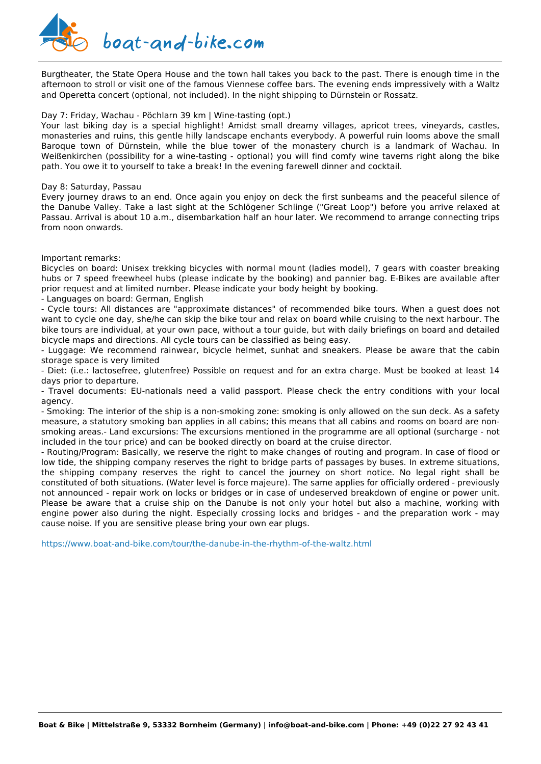Burgtheater, the State Opera House and the town hall takes you back to the past. There is enough time in the afternoon to stroll or visit one of the famous Viennese coffee bars. The evening ends impressively with a Waltz and Operetta concert (optional, not included). In the night shipping to Dürnstein or Rossatz.

Day 7: Friday, Wachau - Pöchlarn 39 km | Wine-tasting (opt.)
Your last biking day is a special highlight! Amidst small dreamy villages, apricot trees, vineyards, castles, monasteries and ruins, this gentle hilly landscape enchants everybody. A powerful ruin looms above the small Baroque town of Dürnstein, while the blue tower of the monastery church is a landmark of Wachau. In Weißenkirchen (possibility for a wine-tasting - optional) you will find comfy wine taverns right along the bike path. You owe it to yourself to take a break! In the evening farewell dinner and cocktail.

Day 8: Saturday, Passau
Every journey draws to an end. Once again you enjoy on deck the first sunbeams and the peaceful silence of the Danube Valley. Take a last sight at the Schlögener Schlinge ("Great Loop") before you arrive relaxed at Passau. Arrival is about 10 a.m., disembarkation half an hour later. We recommend to arrange connecting trips from noon onwards.

Important remarks:
Bicycles on board: Unisex trekking bicycles with normal mount (ladies model), 7 gears with coaster breaking hubs or 7 speed freewheel hubs (please indicate by the booking) and pannier bag. E-Bikes are available after prior request and at limited number. Please indicate your body height by booking.
- Languages on board: German, English
- Cycle tours: All distances are "approximate distances" of recommended bike tours. When a guest does not want to cycle one day, she/he can skip the bike tour and relax on board while cruising to the next harbour. The bike tours are individual, at your own pace, without a tour guide, but with daily briefings on board and detailed bicycle maps and directions. All cycle tours can be classified as being easy.
- Luggage: We recommend rainwear, bicycle helmet, sunhat and sneakers. Please be aware that the cabin storage space is very limited
- Diet: (i.e.: lactosefree, glutenfree) Possible on request and for an extra charge. Must be booked at least 14 days prior to departure.
- Travel documents: EU-nationals need a valid passport. Please check the entry conditions with your local agency.
- Smoking: The interior of the ship is a non-smoking zone: smoking is only allowed on the sun deck. As a safety measure, a statutory smoking ban applies in all cabins; this means that all cabins and rooms on board are non-smoking areas.- Land excursions: The excursions mentioned in the programme are all optional (surcharge - not included in the tour price) and can be booked directly on board at the cruise director.
- Routing/Program: Basically, we reserve the right to make changes of routing and program. In case of flood or low tide, the shipping company reserves the right to bridge parts of passages by buses. In extreme situations, the shipping company reserves the right to cancel the journey on short notice. No legal right shall be constituted of both situations. (Water level is force majeure). The same applies for officially ordered - previously not announced - repair work on locks or bridges or in case of undeserved breakdown of engine or power unit. Please be aware that a cruise ship on the Danube is not only your hotel but also a machine, working with engine power also during the night. Especially crossing locks and bridges - and the preparation work - may cause noise. If you are sensitive please bring your own ear plugs.

https://www.boat-and-bike.com/tour/the-danube-in-the-rhythm-of-the-waltz.html